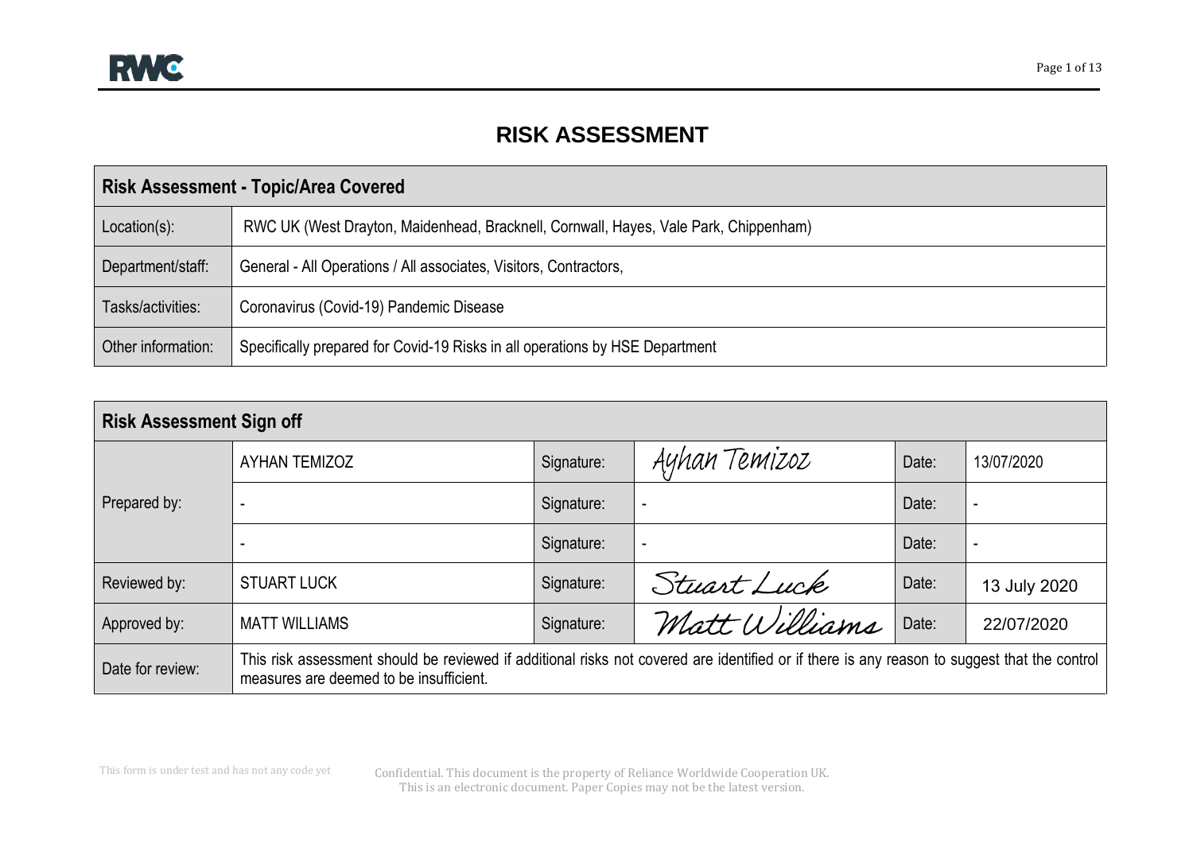# RISK ASSESSMENT

| Risk Assessment - Topic/Area Covered | |
|---|---|
| Location(s): | RWC UK (West Drayton, Maidenhead, Bracknell, Cornwall, Hayes, Vale Park, Chippenham) |
| Department/staff: | General - All Operations / All associates, Visitors, Contractors, |
| Tasks/activities: | Coronavirus (Covid-19) Pandemic Disease |
| Other information: | Specifically prepared for Covid-19 Risks in all operations by HSE Department |

| Risk Assessment Sign off | | | | | |
|---|---|---|---|---|---|
| Prepared by: | AYHAN TEMIZOZ | Signature: | Ayhan Temizoz | Date: | 13/07/2020 |
| | - | Signature: | - | Date: | - |
| | - | Signature: | - | Date: | - |
| Reviewed by: | STUART LUCK | Signature: | Stuart Luck | Date: | 13 July 2020 |
| Approved by: | MATT WILLIAMS | Signature: | Matt Williams | Date: | 22/07/2020 |
| Date for review: | This risk assessment should be reviewed if additional risks not covered are identified or if there is any reason to suggest that the control measures are deemed to be insufficient. | | | | |

This form is under test and has not any code yet

Confidential. This document is the property of Reliance Worldwide Cooperation UK.
This is an electronic document. Paper Copies may not be the latest version.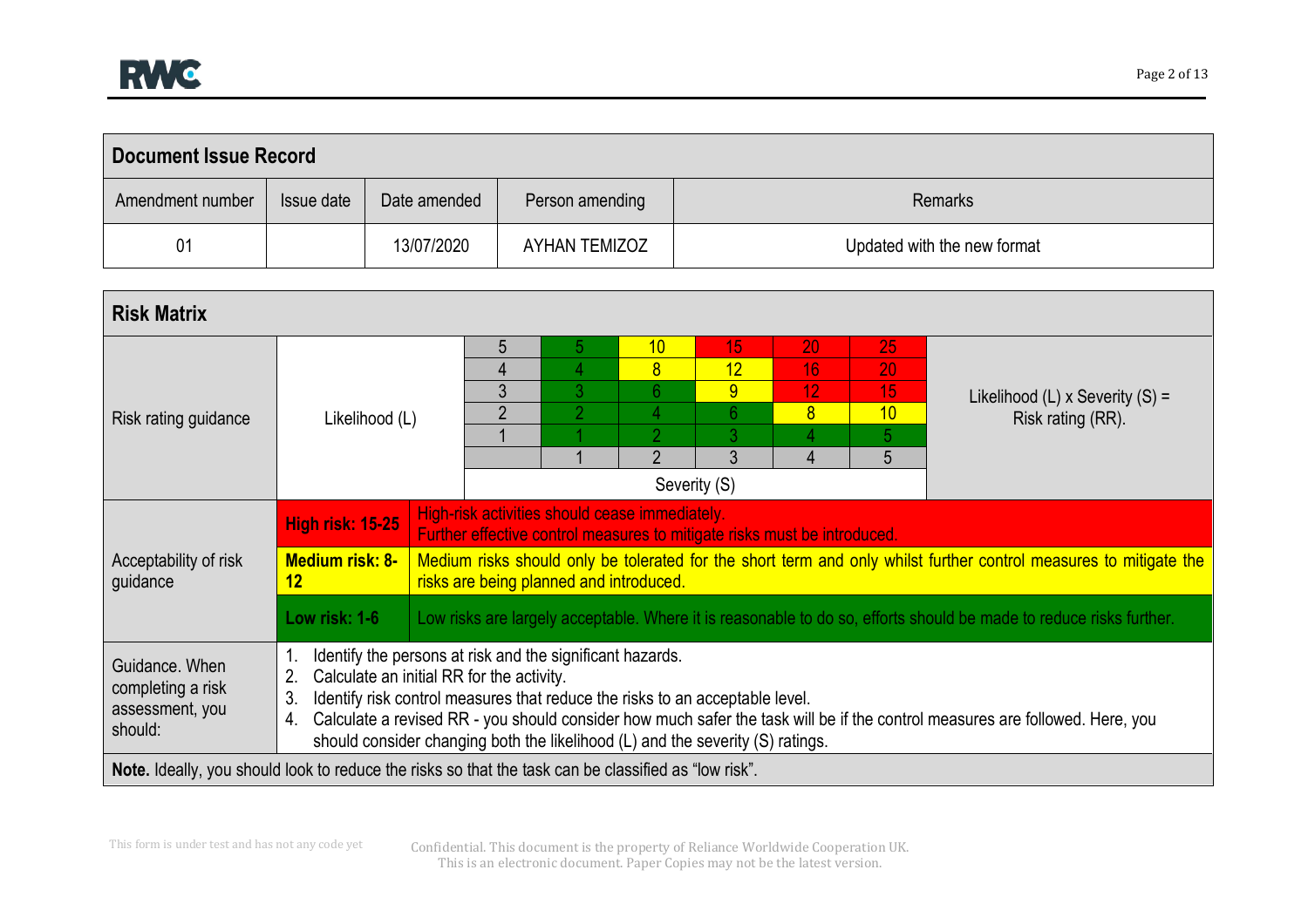## Document Issue Record

| Amendment number | Issue date | Date amended | Person amending | Remarks |
|---|---|---|---|---|
| 01 | | 13/07/2020 | AYHAN TEMIZOZ | Updated with the new format |

## Risk Matrix

**Risk rating guidance**

| Likelihood (L) | | | | | |
|---|---|---|---|---|---|
| 5 | 5 | 10 | 15 | 20 | 25 |
| 4 | 4 | 8 | 12 | 16 | 20 |
| 3 | 3 | 6 | 9 | 12 | 15 |
| 2 | 2 | 4 | 6 | 8 | 10 |
| 1 | 1 | 2 | 3 | 4 | 5 |
| | 1 | 2 | 3 | 4 | 5 |
| | Severity (S) | | | | |

Likelihood (L) x Severity (S) = Risk rating (RR).

**Acceptability of risk guidance**

| Risk level | Guidance |
|---|---|
| **High risk: 15-25** | High-risk activities should cease immediately. Further effective control measures to mitigate risks must be introduced. |
| **Medium risk: 8-12** | Medium risks should only be tolerated for the short term and only whilst further control measures to mitigate the risks are being planned and introduced. |
| **Low risk: 1-6** | Low risks are largely acceptable. Where it is reasonable to do so, efforts should be made to reduce risks further. |

**Guidance. When completing a risk assessment, you should:**

1. Identify the persons at risk and the significant hazards.
2. Calculate an initial RR for the activity.
3. Identify risk control measures that reduce the risks to an acceptable level.
4. Calculate a revised RR - you should consider how much safer the task will be if the control measures are followed. Here, you should consider changing both the likelihood (L) and the severity (S) ratings.

**Note.** Ideally, you should look to reduce the risks so that the task can be classified as "low risk".

This form is under test and has not any code yet

Confidential. This document is the property of Reliance Worldwide Cooperation UK.
This is an electronic document. Paper Copies may not be the latest version.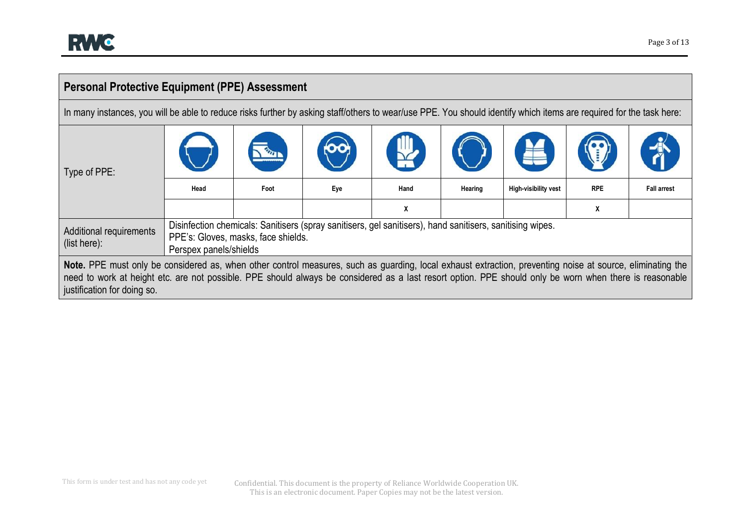## Personal Protective Equipment (PPE) Assessment

In many instances, you will be able to reduce risks further by asking staff/others to wear/use PPE. You should identify which items are required for the task here:

| Type of PPE: | Head | Foot | Eye | Hand | Hearing | High-visibility vest | RPE | Fall arrest |
|---|---|---|---|---|---|---|---|---|
| | | | | X | | | X | |
| Additional requirements (list here): | Disinfection chemicals: Sanitisers (spray sanitisers, gel sanitisers), hand sanitisers, sanitising wipes.<br>PPE's: Gloves, masks, face shields.<br>Perspex panels/shields | | | | | | | |

**Note.** PPE must only be considered as, when other control measures, such as guarding, local exhaust extraction, preventing noise at source, eliminating the need to work at height etc. are not possible. PPE should always be considered as a last resort option. PPE should only be worn when there is reasonable justification for doing so.

This form is under test and has not any code yet

Confidential. This document is the property of Reliance Worldwide Cooperation UK.
This is an electronic document. Paper Copies may not be the latest version.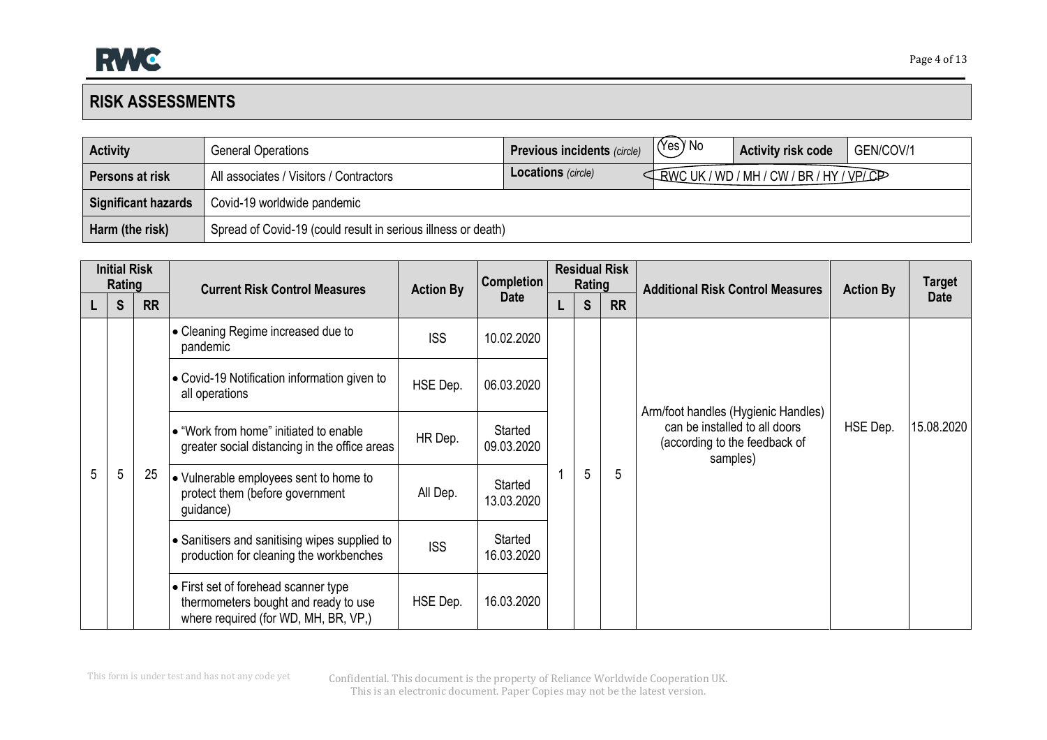## RISK ASSESSMENTS

| **Activity** | General Operations | **Previous incidents** *(circle)* | Yes / No | **Activity risk code** | GEN/COV/1 |
|---|---|---|---|---|---|
| **Persons at risk** | All associates / Visitors / Contractors | **Locations** *(circle)* | RWC UK / WD / MH / CW / BR / HY / VP/ CP | | |
| **Significant hazards** | Covid-19 worldwide pandemic | | | | |
| **Harm (the risk)** | Spread of Covid-19 (could result in serious illness or death) | | | | |

| **Initial Risk Rating** | | | **Current Risk Control Measures** | **Action By** | **Completion Date** | **Residual Risk Rating** | | | **Additional Risk Control Measures** | **Action By** | **Target Date** |
|---|---|---|---|---|---|---|---|---|---|---|---|
| **L** | **S** | **RR** | | | | **L** | **S** | **RR** | | | |
| 5 | 5 | 25 | • Cleaning Regime increased due to pandemic | ISS | 10.02.2020 | 1 | 5 | 5 | Arm/foot handles (Hygienic Handles) can be installed to all doors (according to the feedback of samples) | HSE Dep. | 15.08.2020 |
| | | | • Covid-19 Notification information given to all operations | HSE Dep. | 06.03.2020 | | | | | | |
| | | | • "Work from home" initiated to enable greater social distancing in the office areas | HR Dep. | Started 09.03.2020 | | | | | | |
| | | | • Vulnerable employees sent to home to protect them (before government guidance) | All Dep. | Started 13.03.2020 | | | | | | |
| | | | • Sanitisers and sanitising wipes supplied to production for cleaning the workbenches | ISS | Started 16.03.2020 | | | | | | |
| | | | • First set of forehead scanner type thermometers bought and ready to use where required (for WD, MH, BR, VP,) | HSE Dep. | 16.03.2020 | | | | | | |

This form is under test and has not any code yet

Confidential. This document is the property of Reliance Worldwide Cooperation UK.
This is an electronic document. Paper Copies may not be the latest version.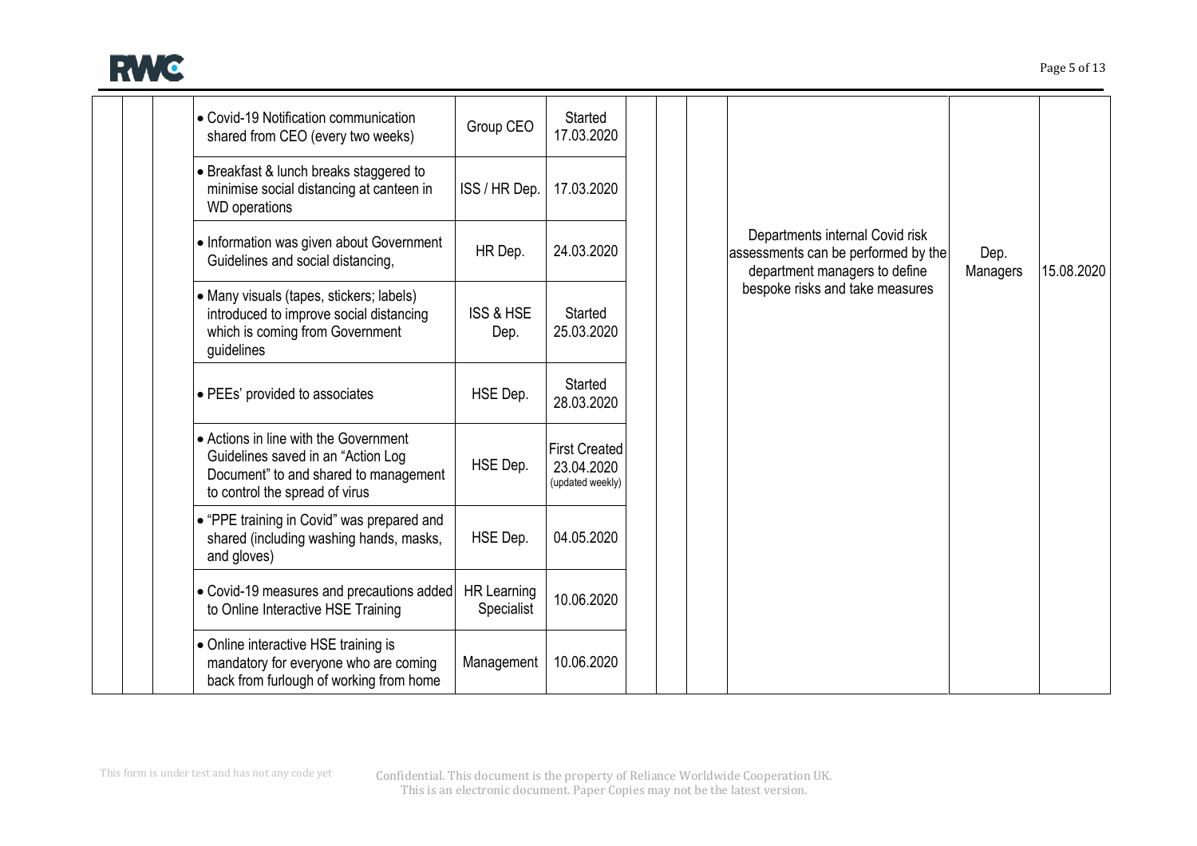| | | | | | | | | | | |
|---|---|---|---|---|---|---|---|---|---|---|
| | | • Covid-19 Notification communication shared from CEO (every two weeks) | Group CEO | Started 17.03.2020 | | | | Departments internal Covid risk assessments can be performed by the department managers to define bespoke risks and take measures | Dep. Managers | 15.08.2020 |
| | | • Breakfast & lunch breaks staggered to minimise social distancing at canteen in WD operations | ISS / HR Dep. | 17.03.2020 | | | | | | |
| | | • Information was given about Government Guidelines and social distancing, | HR Dep. | 24.03.2020 | | | | | | |
| | | • Many visuals (tapes, stickers; labels) introduced to improve social distancing which is coming from Government guidelines | ISS & HSE Dep. | Started 25.03.2020 | | | | | | |
| | | • PEEs' provided to associates | HSE Dep. | Started 28.03.2020 | | | | | | |
| | | • Actions in line with the Government Guidelines saved in an "Action Log Document" to and shared to management to control the spread of virus | HSE Dep. | First Created 23.04.2020 (updated weekly) | | | | | | |
| | | • "PPE training in Covid" was prepared and shared (including washing hands, masks, and gloves) | HSE Dep. | 04.05.2020 | | | | | | |
| | | • Covid-19 measures and precautions added to Online Interactive HSE Training | HR Learning Specialist | 10.06.2020 | | | | | | |
| | | • Online interactive HSE training is mandatory for everyone who are coming back from furlough of working from home | Management | 10.06.2020 | | | | | | |

This form is under test and has not any code yet

Confidential. This document is the property of Reliance Worldwide Cooperation UK.
This is an electronic document. Paper Copies may not be the latest version.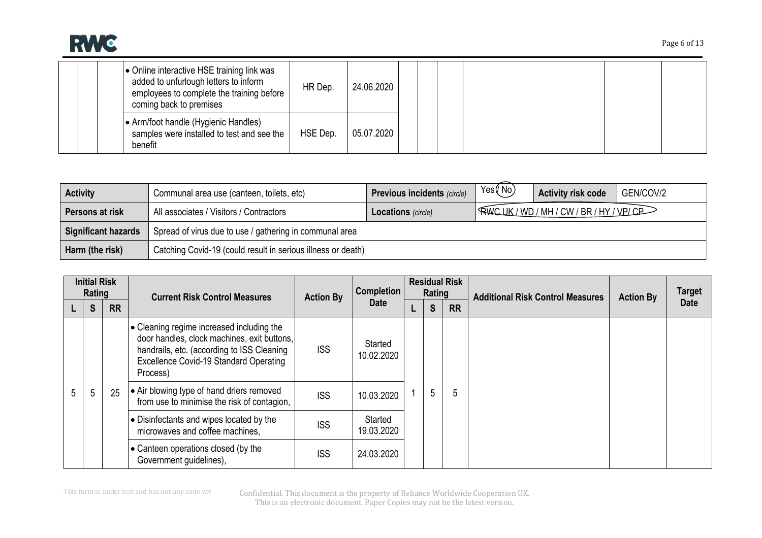| L | S | RR | Current Risk Control Measures | Action By | Completion Date | L | S | RR | Additional Risk Control Measures | Action By | Target Date |
|---|---|---|---|---|---|---|---|---|---|---|---|
| | | | • Online interactive HSE training link was added to unfurlough letters to inform employees to complete the training before coming back to premises | HR Dep. | 24.06.2020 | | | | | | |
| | | | • Arm/foot handle (Hygienic Handles) samples were installed to test and see the benefit | HSE Dep. | 05.07.2020 | | | | | | |

| Activity | Communal area use (canteen, toilets, etc) | Previous incidents *(circle)* | Yes / **No** (circled) | Activity risk code | GEN/COV/2 |
|---|---|---|---|---|---|
| Persons at risk | All associates / Visitors / Contractors | Locations *(circle)* | RWC UK / WD / MH / CW / BR / HY / VP/ CP (circled) | | |
| Significant hazards | Spread of virus due to use / gathering in communal area | | | | |
| Harm (the risk) | Catching Covid-19 (could result in serious illness or death) | | | | |

| Initial Risk Rating | | | Current Risk Control Measures | Action By | Completion Date | Residual Risk Rating | | | Additional Risk Control Measures | Action By | Target Date |
|---|---|---|---|---|---|---|---|---|---|---|---|
| L | S | RR | | | | L | S | RR | | | |
| 5 | 5 | 25 | • Cleaning regime increased including the door handles, clock machines, exit buttons, handrails, etc. (according to ISS Cleaning Excellence Covid-19 Standard Operating Process) | ISS | Started 10.02.2020 | 1 | 5 | 5 | | | |
| | | | • Air blowing type of hand driers removed from use to minimise the risk of contagion, | ISS | 10.03.2020 | | | | | | |
| | | | • Disinfectants and wipes located by the microwaves and coffee machines, | ISS | Started 19.03.2020 | | | | | | |
| | | | • Canteen operations closed (by the Government guidelines), | ISS | 24.03.2020 | | | | | | |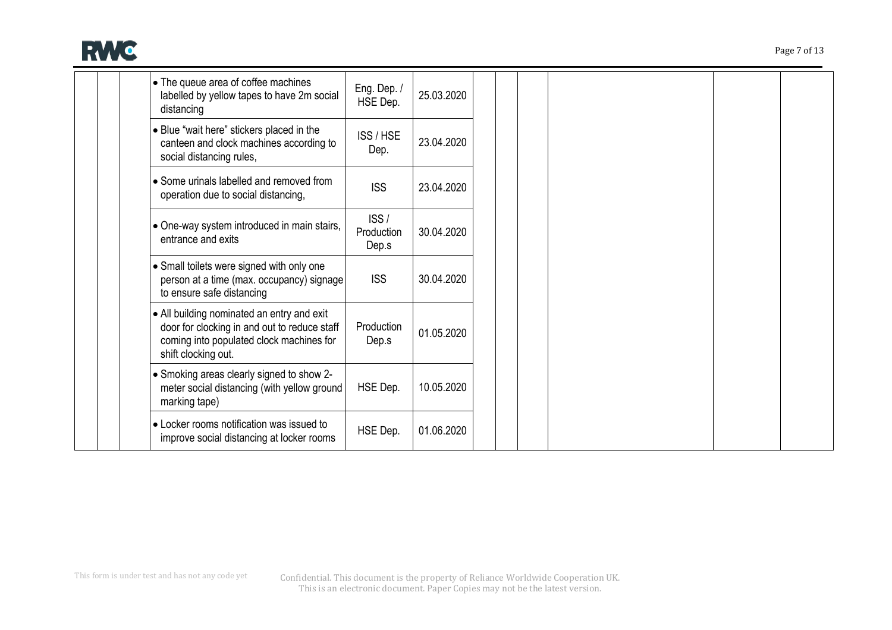| | | | | | | | | | | | |
|---|---|---|---|---|---|---|---|---|---|---|---|
| | | | • The queue area of coffee machines labelled by yellow tapes to have 2m social distancing | Eng. Dep. / HSE Dep. | 25.03.2020 | | | | | | |
| | | | • Blue "wait here" stickers placed in the canteen and clock machines according to social distancing rules, | ISS / HSE Dep. | 23.04.2020 | | | | | | |
| | | | • Some urinals labelled and removed from operation due to social distancing, | ISS | 23.04.2020 | | | | | | |
| | | | • One-way system introduced in main stairs, entrance and exits | ISS / Production Dep.s | 30.04.2020 | | | | | | |
| | | | • Small toilets were signed with only one person at a time (max. occupancy) signage to ensure safe distancing | ISS | 30.04.2020 | | | | | | |
| | | | • All building nominated an entry and exit door for clocking in and out to reduce staff coming into populated clock machines for shift clocking out. | Production Dep.s | 01.05.2020 | | | | | | |
| | | | • Smoking areas clearly signed to show 2-meter social distancing (with yellow ground marking tape) | HSE Dep. | 10.05.2020 | | | | | | |
| | | | • Locker rooms notification was issued to improve social distancing at locker rooms | HSE Dep. | 01.06.2020 | | | | | | |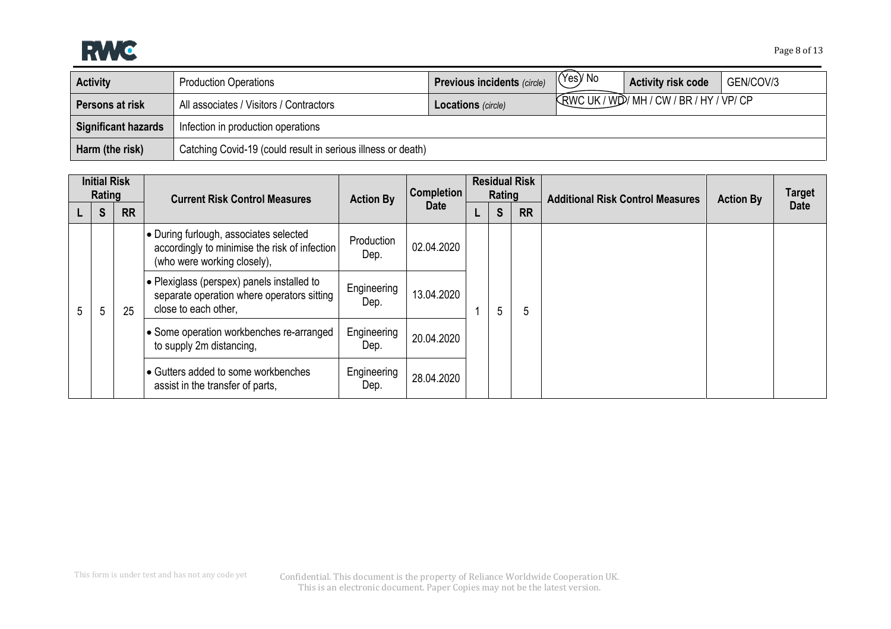| Activity | Production Operations | Previous incidents *(circle)* | (Yes) / No | Activity risk code | GEN/COV/3 |
|---|---|---|---|---|---|
| Persons at risk | All associates / Visitors / Contractors | Locations *(circle)* | (RWC UK / WD) / MH / CW / BR / HY / VP/ CP | | |
| Significant hazards | Infection in production operations | | | | |
| Harm (the risk) | Catching Covid-19 (could result in serious illness or death) | | | | |

| Initial Risk Rating | | | Current Risk Control Measures | Action By | Completion Date | Residual Risk Rating | | | Additional Risk Control Measures | Action By | Target Date |
|---|---|---|---|---|---|---|---|---|---|---|---|
| L | S | RR | | | | L | S | RR | | | |
| 5 | 5 | 25 | • During furlough, associates selected accordingly to minimise the risk of infection (who were working closely), | Production Dep. | 02.04.2020 | 1 | 5 | 5 | | | |
| | | | • Plexiglass (perspex) panels installed to separate operation where operators sitting close to each other, | Engineering Dep. | 13.04.2020 | | | | | | |
| | | | • Some operation workbenches re-arranged to supply 2m distancing, | Engineering Dep. | 20.04.2020 | | | | | | |
| | | | • Gutters added to some workbenches assist in the transfer of parts, | Engineering Dep. | 28.04.2020 | | | | | | |

This form is under test and has not any code yet

Confidential. This document is the property of Reliance Worldwide Cooperation UK. This is an electronic document. Paper Copies may not be the latest version.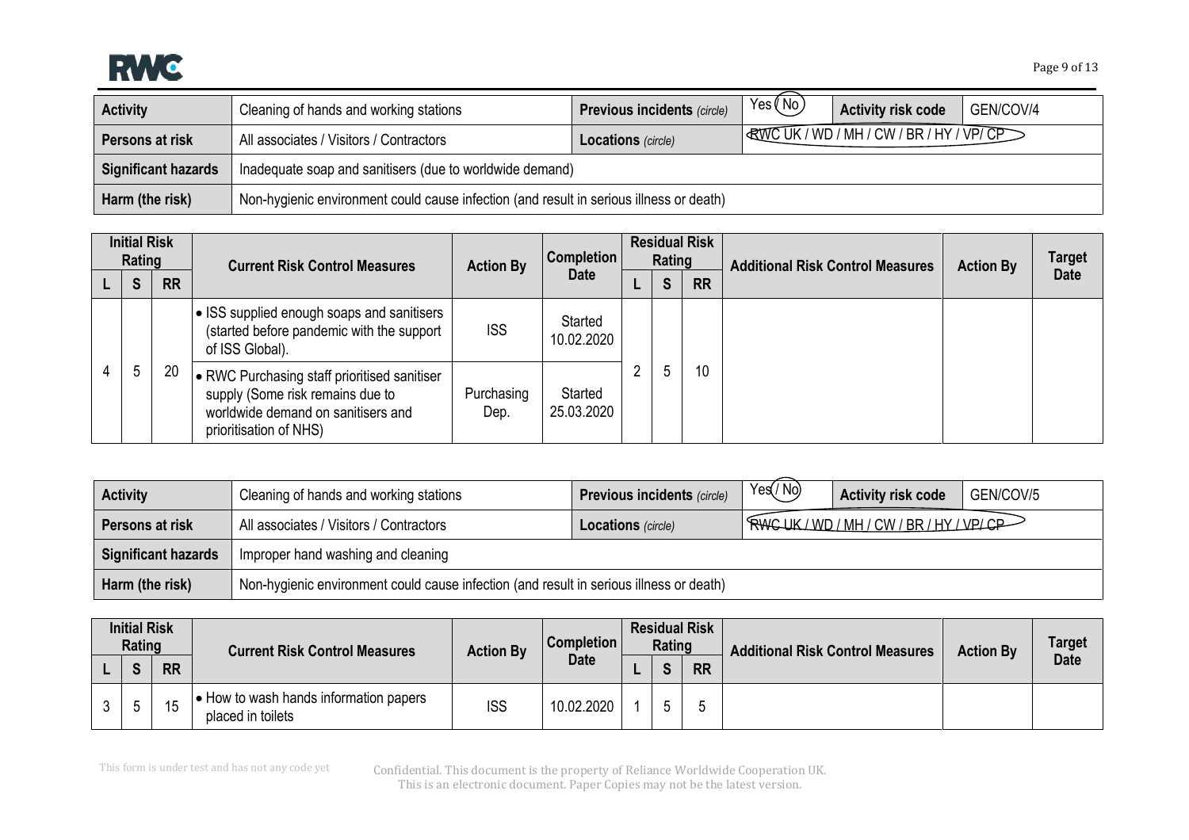| Activity | Cleaning of hands and working stations | Previous incidents *(circle)* | Yes / No | Activity risk code | GEN/COV/4 |
|---|---|---|---|---|---|
| Persons at risk | All associates / Visitors / Contractors | Locations *(circle)* | RWC UK / WD / MH / CW / BR / HY / VP/ CP | | |
| Significant hazards | Inadequate soap and sanitisers (due to worldwide demand) | | | | |
| Harm (the risk) | Non-hygienic environment could cause infection (and result in serious illness or death) | | | | |

| Initial Risk Rating | | | Current Risk Control Measures | Action By | Completion Date | Residual Risk Rating | | | Additional Risk Control Measures | Action By | Target Date |
|---|---|---|---|---|---|---|---|---|---|---|---|
| L | S | RR | | | | L | S | RR | | | |
| 4 | 5 | 20 | • ISS supplied enough soaps and sanitisers (started before pandemic with the support of ISS Global). | ISS | Started 10.02.2020 | 2 | 5 | 10 | | | |
| | | | • RWC Purchasing staff prioritised sanitiser supply (Some risk remains due to worldwide demand on sanitisers and prioritisation of NHS) | Purchasing Dep. | Started 25.03.2020 | | | | | | |

| Activity | Cleaning of hands and working stations | Previous incidents *(circle)* | Yes / No | Activity risk code | GEN/COV/5 |
|---|---|---|---|---|---|
| Persons at risk | All associates / Visitors / Contractors | Locations *(circle)* | RWC UK / WD / MH / CW / BR / HY / VP/ CP | | |
| Significant hazards | Improper hand washing and cleaning | | | | |
| Harm (the risk) | Non-hygienic environment could cause infection (and result in serious illness or death) | | | | |

| Initial Risk Rating | | | Current Risk Control Measures | Action By | Completion Date | Residual Risk Rating | | | Additional Risk Control Measures | Action By | Target Date |
|---|---|---|---|---|---|---|---|---|---|---|---|
| L | S | RR | | | | L | S | RR | | | |
| 3 | 5 | 15 | • How to wash hands information papers placed in toilets | ISS | 10.02.2020 | 1 | 5 | 5 | | | |

This form is under test and has not any code yet

Confidential. This document is the property of Reliance Worldwide Cooperation UK. This is an electronic document. Paper Copies may not be the latest version.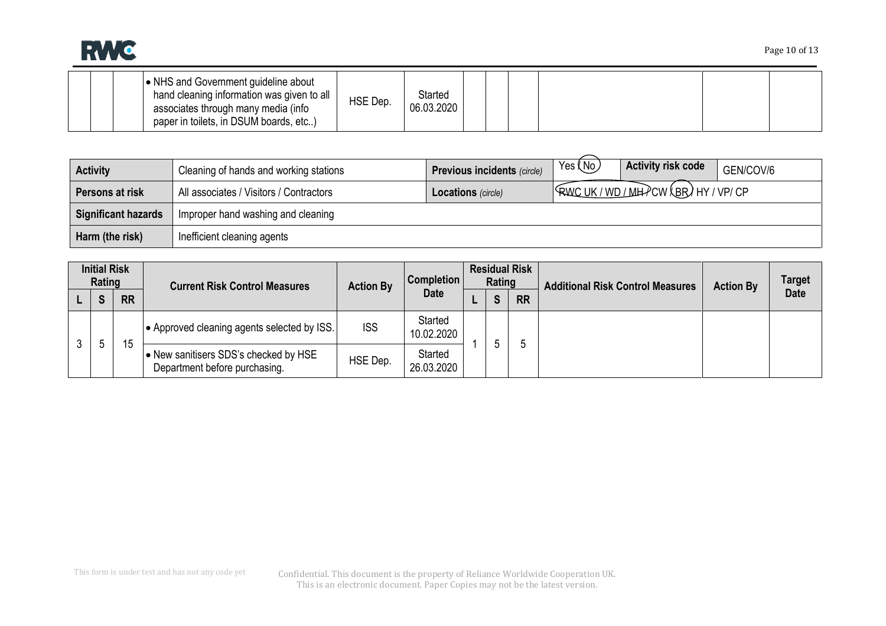| | | | | | | | | | | | |
|---|---|---|---|---|---|---|---|---|---|---|---|
| | | | • NHS and Government guideline about hand cleaning information was given to all associates through many media (info paper in toilets, in DSUM boards, etc..) | HSE Dep. | Started 06.03.2020 | | | | | | |

| Activity | Cleaning of hands and working stations | Previous incidents *(circle)* | Yes / (No) | Activity risk code | GEN/COV/6 |
|---|---|---|---|---|---|
| **Persons at risk** | All associates / Visitors / Contractors | **Locations** *(circle)* | (RWC UK / WD / MH) / CW / (BR) / HY / VP/ CP | | |
| **Significant hazards** | Improper hand washing and cleaning | | | | |
| **Harm (the risk)** | Inefficient cleaning agents | | | | |

| Initial Risk Rating | | | Current Risk Control Measures | Action By | Completion Date | Residual Risk Rating | | | Additional Risk Control Measures | Action By | Target Date |
|---|---|---|---|---|---|---|---|---|---|---|---|
| L | S | RR | | | | L | S | RR | | | |
| 3 | 5 | 15 | • Approved cleaning agents selected by ISS. | ISS | Started 10.02.2020 | 1 | 5 | 5 | | | |
| | | | • New sanitisers SDS's checked by HSE Department before purchasing. | HSE Dep. | Started 26.03.2020 | | | | | | |

This form is under test and has not any code yet

Confidential. This document is the property of Reliance Worldwide Cooperation UK. This is an electronic document. Paper Copies may not be the latest version.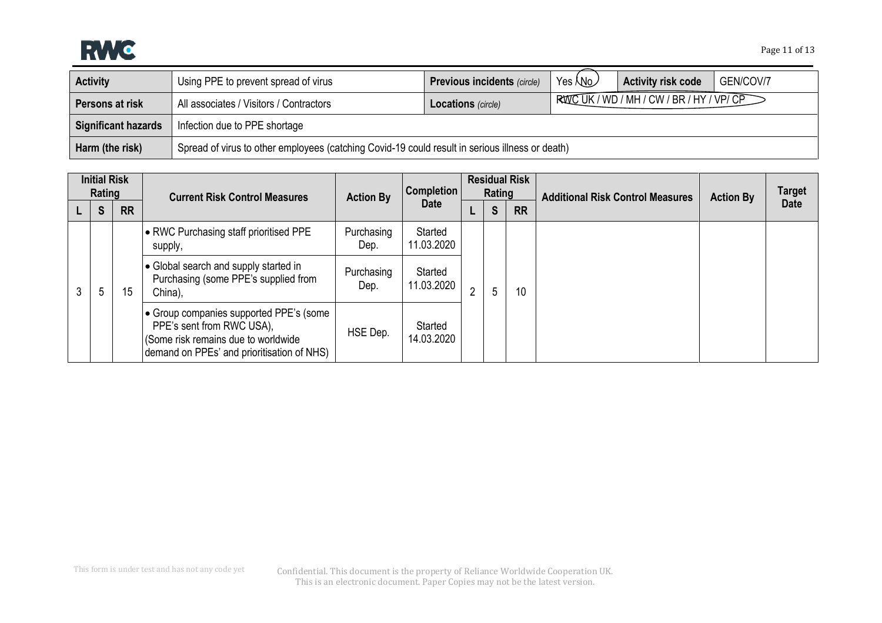| Activity | Using PPE to prevent spread of virus | Previous incidents *(circle)* | Yes / No | Activity risk code | GEN/COV/7 |
|---|---|---|---|---|---|
| Persons at risk | All associates / Visitors / Contractors | Locations *(circle)* | RWC UK / WD / MH / CW / BR / HY / VP/ CP | | |
| Significant hazards | Infection due to PPE shortage | | | | |
| Harm (the risk) | Spread of virus to other employees (catching Covid-19 could result in serious illness or death) | | | | |

| Initial Risk Rating | | | Current Risk Control Measures | Action By | Completion Date | Residual Risk Rating | | | Additional Risk Control Measures | Action By | Target Date |
|---|---|---|---|---|---|---|---|---|---|---|---|
| L | S | RR | | | | L | S | RR | | | |
| 3 | 5 | 15 | • RWC Purchasing staff prioritised PPE supply, | Purchasing Dep. | Started 11.03.2020 | 2 | 5 | 10 | | | |
| | | | • Global search and supply started in Purchasing (some PPE's supplied from China), | Purchasing Dep. | Started 11.03.2020 | | | | | | |
| | | | • Group companies supported PPE's (some PPE's sent from RWC USA), (Some risk remains due to worldwide demand on PPEs' and prioritisation of NHS) | HSE Dep. | Started 14.03.2020 | | | | | | |

This form is under test and has not any code yet

Confidential. This document is the property of Reliance Worldwide Cooperation UK. This is an electronic document. Paper Copies may not be the latest version.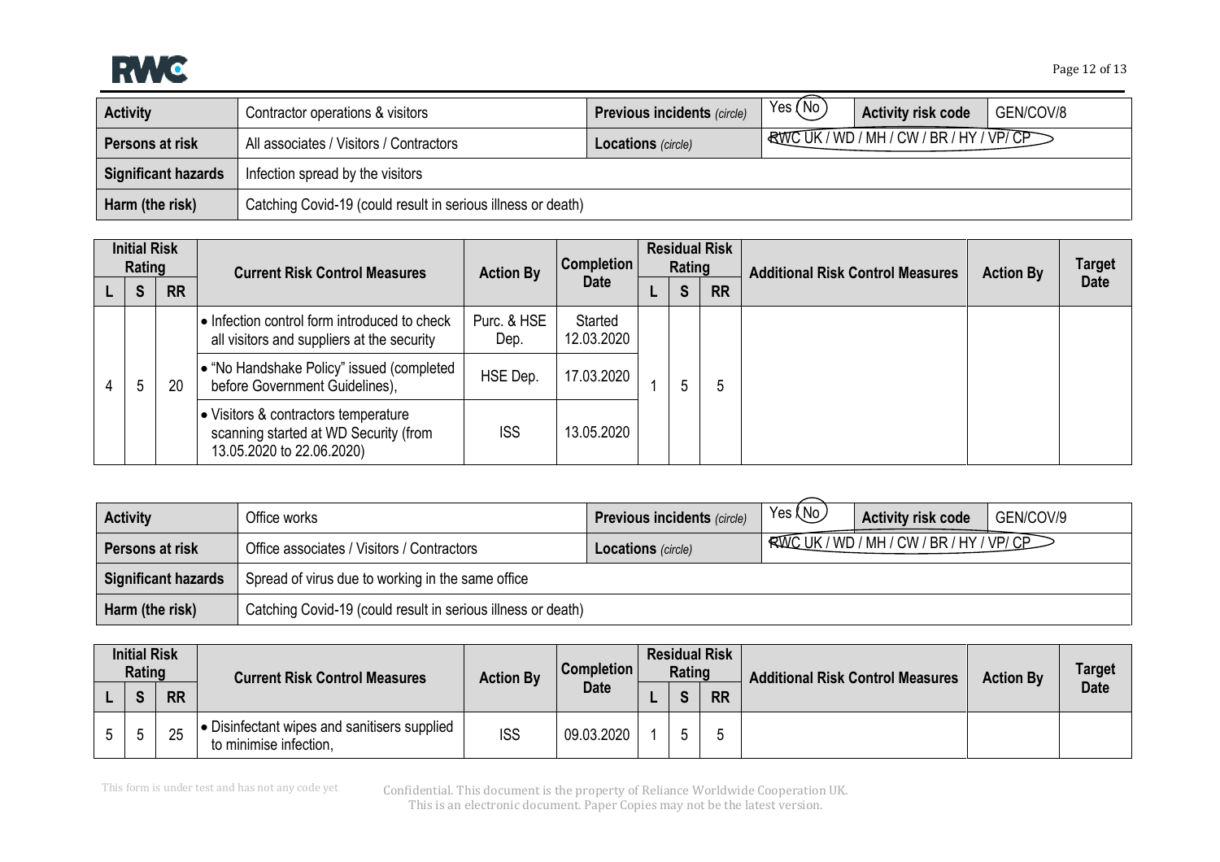| **Activity** | Contractor operations & visitors | **Previous incidents** *(circle)* | Yes / No | **Activity risk code** | GEN/COV/8 |
|---|---|---|---|---|---|
| **Persons at risk** | All associates / Visitors / Contractors | **Locations** *(circle)* | RWC UK / WD / MH / CW / BR / HY / VP/ CP | | |
| **Significant hazards** | Infection spread by the visitors | | | | |
| **Harm (the risk)** | Catching Covid-19 (could result in serious illness or death) | | | | |

| Initial Risk Rating | | | Current Risk Control Measures | Action By | Completion Date | Residual Risk Rating | | | Additional Risk Control Measures | Action By | Target Date |
|---|---|---|---|---|---|---|---|---|---|---|---|
| L | S | RR | | | | L | S | RR | | | |
| 4 | 5 | 20 | • Infection control form introduced to check all visitors and suppliers at the security | Purc. & HSE Dep. | Started 12.03.2020 | 1 | 5 | 5 | | | |
| | | | • "No Handshake Policy" issued (completed before Government Guidelines), | HSE Dep. | 17.03.2020 | | | | | | |
| | | | • Visitors & contractors temperature scanning started at WD Security (from 13.05.2020 to 22.06.2020) | ISS | 13.05.2020 | | | | | | |

| **Activity** | Office works | **Previous incidents** *(circle)* | Yes / No | **Activity risk code** | GEN/COV/9 |
|---|---|---|---|---|---|
| **Persons at risk** | Office associates / Visitors / Contractors | **Locations** *(circle)* | RWC UK / WD / MH / CW / BR / HY / VP/ CP | | |
| **Significant hazards** | Spread of virus due to working in the same office | | | | |
| **Harm (the risk)** | Catching Covid-19 (could result in serious illness or death) | | | | |

| Initial Risk Rating | | | Current Risk Control Measures | Action By | Completion Date | Residual Risk Rating | | | Additional Risk Control Measures | Action By | Target Date |
|---|---|---|---|---|---|---|---|---|---|---|---|
| L | S | RR | | | | L | S | RR | | | |
| 5 | 5 | 25 | • Disinfectant wipes and sanitisers supplied to minimise infection, | ISS | 09.03.2020 | 1 | 5 | 5 | | | |

This form is under test and has not any code yet

Confidential. This document is the property of Reliance Worldwide Cooperation UK. This is an electronic document. Paper Copies may not be the latest version.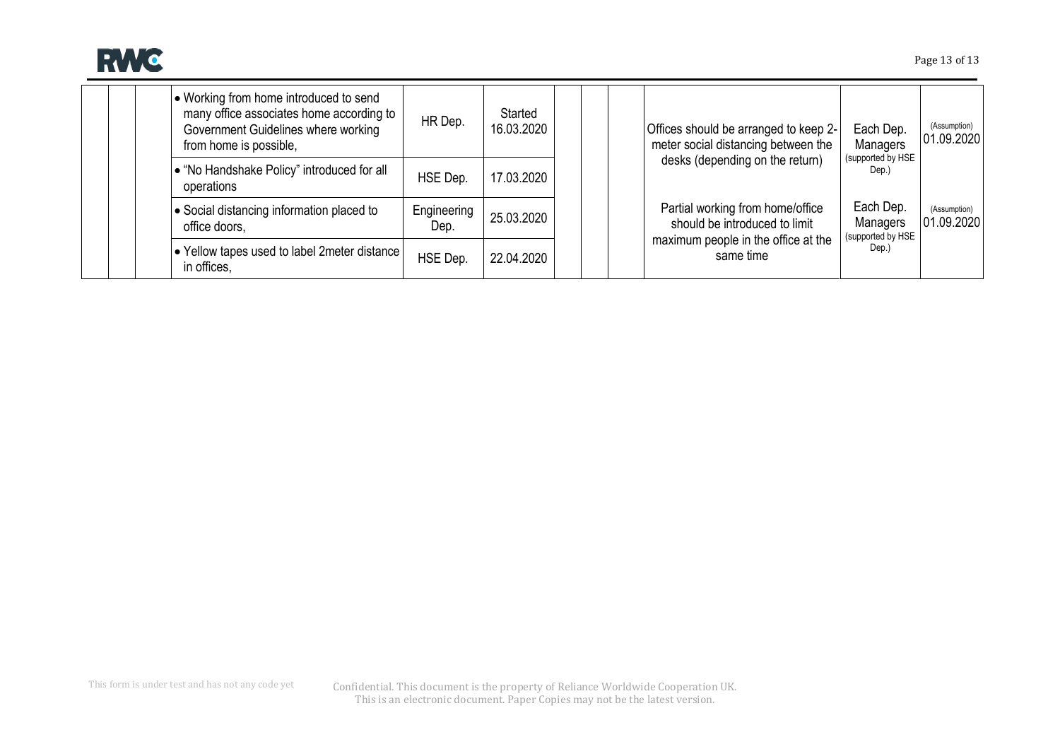| | | | | | | | | | | | |
|---|---|---|---|---|---|---|---|---|---|---|---|
| | | | • Working from home introduced to send many office associates home according to Government Guidelines where working from home is possible, | HR Dep. | Started 16.03.2020 | | | | Offices should be arranged to keep 2-meter social distancing between the desks (depending on the return) | Each Dep. Managers (supported by HSE Dep.) | (Assumption) 01.09.2020 |
| | | | • "No Handshake Policy" introduced for all operations | HSE Dep. | 17.03.2020 | | | | | | |
| | | | • Social distancing information placed to office doors, | Engineering Dep. | 25.03.2020 | | | | Partial working from home/office should be introduced to limit maximum people in the office at the same time | Each Dep. Managers (supported by HSE Dep.) | (Assumption) 01.09.2020 |
| | | | • Yellow tapes used to label 2meter distance in offices, | HSE Dep. | 22.04.2020 | | | | | | |